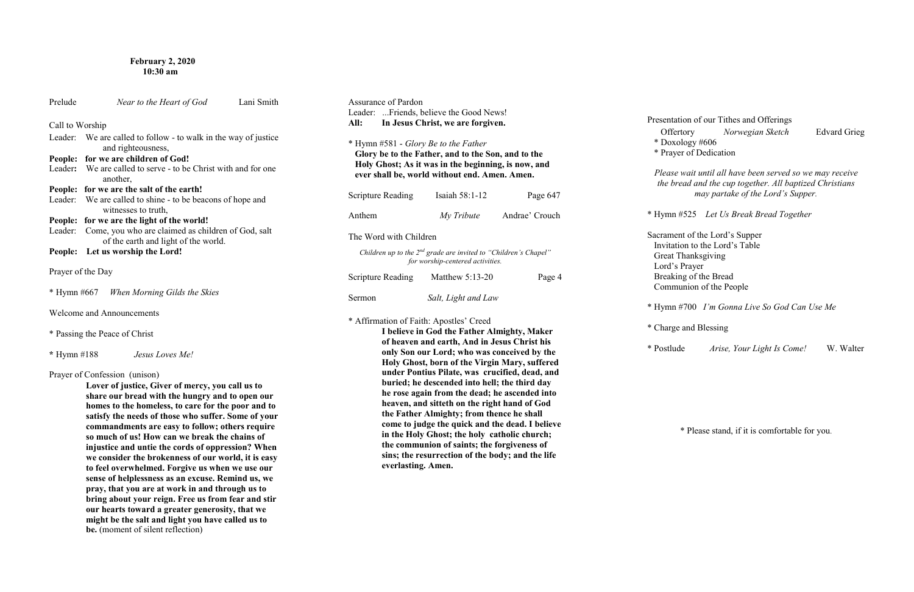**February 2, 2020**
**10:30 am**

Prelude *Near to the Heart of God* Lani Smith

Call to Worship

Leader: We are called to follow - to walk in the way of justice and righteousness,

**People: for we are children of God!**

Leader**:** We are called to serve - to be Christ with and for one another,

**People: for we are the salt of the earth!**

Leader: We are called to shine - to be beacons of hope and witnesses to truth,

**People: for we are the light of the world!**

Leader: Come, you who are claimed as children of God, salt of the earth and light of the world.

**People: Let us worship the Lord!**

Prayer of the Day

* Hymn #667 *When Morning Gilds the Skies*

Welcome and Announcements

* Passing the Peace of Christ

* Hymn #188 *Jesus Loves Me!*

Prayer of Confession (unison)

**Lover of justice, Giver of mercy, you call us to share our bread with the hungry and to open our homes to the homeless, to care for the poor and to satisfy the needs of those who suffer. Some of your commandments are easy to follow; others require so much of us! How can we break the chains of injustice and untie the cords of oppression? When we consider the brokenness of our world, it is easy to feel overwhelmed. Forgive us when we use our sense of helplessness as an excuse. Remind us, we pray, that you are at work in and through us to bring about your reign. Free us from fear and stir our hearts toward a greater generosity, that we might be the salt and light you have called us to be.** (moment of silent reflection)

Assurance of Pardon

Leader: ...Friends, believe the Good News!

**All: In Jesus Christ, we are forgiven.**

* Hymn #581 - *Glory Be to the Father*

**Glory be to the Father, and to the Son, and to the Holy Ghost; As it was in the beginning, is now, and ever shall be, world without end. Amen. Amen.**

Scripture Reading Isaiah 58:1-12 Page 647

Anthem *My Tribute* Andrae' Crouch

The Word with Children

*Children up to the 2nd grade are invited to "Children's Chapel" for worship-centered activities.*

Scripture Reading Matthew 5:13-20 Page 4

Sermon *Salt, Light and Law*

* Affirmation of Faith: Apostles' Creed

**I believe in God the Father Almighty, Maker of heaven and earth, And in Jesus Christ his only Son our Lord; who was conceived by the Holy Ghost, born of the Virgin Mary, suffered under Pontius Pilate, was crucified, dead, and buried; he descended into hell; the third day he rose again from the dead; he ascended into heaven, and sitteth on the right hand of God the Father Almighty; from thence he shall come to judge the quick and the dead. I believe in the Holy Ghost; the holy catholic church; the communion of saints; the forgiveness of sins; the resurrection of the body; and the life everlasting. Amen.**

Presentation of our Tithes and Offerings

Offertory *Norwegian Sketch* Edvard Grieg

* Doxology #606

* Prayer of Dedication

*Please wait until all have been served so we may receive the bread and the cup together. All baptized Christians may partake of the Lord's Supper.*

* Hymn #525 *Let Us Break Bread Together*

Sacrament of the Lord's Supper

Invitation to the Lord's Table

Great Thanksgiving

Lord's Prayer

Breaking of the Bread

Communion of the People

* Hymn #700 *I'm Gonna Live So God Can Use Me*

* Charge and Blessing

* Postlude *Arise, Your Light Is Come!* W. Walter

* Please stand, if it is comfortable for you.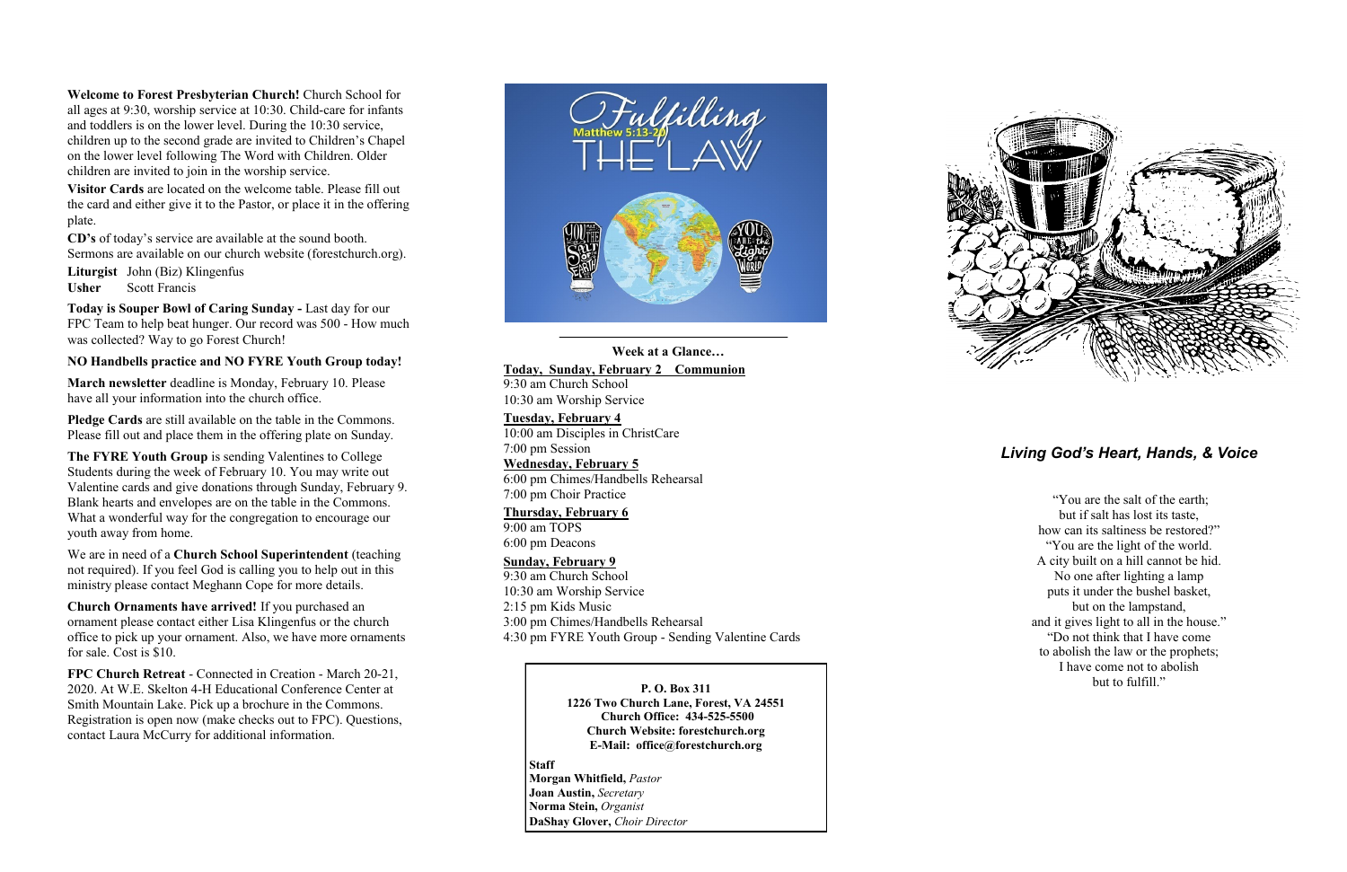**Welcome to Forest Presbyterian Church!** Church School for all ages at 9:30, worship service at 10:30. Child-care for infants and toddlers is on the lower level. During the 10:30 service, children up to the second grade are invited to Children's Chapel on the lower level following The Word with Children. Older children are invited to join in the worship service.

**Visitor Cards** are located on the welcome table. Please fill out the card and either give it to the Pastor, or place it in the offering plate.

**CD's** of today's service are available at the sound booth. Sermons are available on our church website (forestchurch.org).

**Liturgist** John (Biz) Klingenfus
**Usher** Scott Francis

**Today is Souper Bowl of Caring Sunday -** Last day for our FPC Team to help beat hunger. Our record was 500 - How much was collected? Way to go Forest Church!

**NO Handbells practice and NO FYRE Youth Group today!**

**March newsletter** deadline is Monday, February 10. Please have all your information into the church office.

**Pledge Cards** are still available on the table in the Commons. Please fill out and place them in the offering plate on Sunday.

**The FYRE Youth Group** is sending Valentines to College Students during the week of February 10. You may write out Valentine cards and give donations through Sunday, February 9. Blank hearts and envelopes are on the table in the Commons. What a wonderful way for the congregation to encourage our youth away from home.

We are in need of a **Church School Superintendent** (teaching not required). If you feel God is calling you to help out in this ministry please contact Meghann Cope for more details.

**Church Ornaments have arrived!** If you purchased an ornament please contact either Lisa Klingenfus or the church office to pick up your ornament. Also, we have more ornaments for sale. Cost is $10.

**FPC Church Retreat** - Connected in Creation - March 20-21, 2020. At W.E. Skelton 4-H Educational Conference Center at Smith Mountain Lake. Pick up a brochure in the Commons. Registration is open now (make checks out to FPC). Questions, contact Laura McCurry for additional information.

Fulfilling THE LAW
Matthew 5:13-20

**Week at a Glance…**

**Today, Sunday, February 2 Communion**
9:30 am Church School
10:30 am Worship Service

**Tuesday, February 4**
10:00 am Disciples in ChristCare
7:00 pm Session

**Wednesday, February 5**
6:00 pm Chimes/Handbells Rehearsal
7:00 pm Choir Practice

**Thursday, February 6**
9:00 am TOPS
6:00 pm Deacons

**Sunday, February 9**
9:30 am Church School
10:30 am Worship Service
2:15 pm Kids Music
3:00 pm Chimes/Handbells Rehearsal
4:30 pm FYRE Youth Group - Sending Valentine Cards

**P. O. Box 311**
**1226 Two Church Lane, Forest, VA 24551**
**Church Office: 434-525-5500**
**Church Website: forestchurch.org**
**E-Mail: office@forestchurch.org**

**Staff**
**Morgan Whitfield,** *Pastor*
**Joan Austin,** *Secretary*
**Norma Stein,** *Organist*
**DaShay Glover,** *Choir Director*

## *Living God's Heart, Hands, & Voice*

"You are the salt of the earth;
but if salt has lost its taste,
how can its saltiness be restored?"
"You are the light of the world.
A city built on a hill cannot be hid.
No one after lighting a lamp
puts it under the bushel basket,
but on the lampstand,
and it gives light to all in the house."
"Do not think that I have come
to abolish the law or the prophets;
I have come not to abolish
but to fulfill."